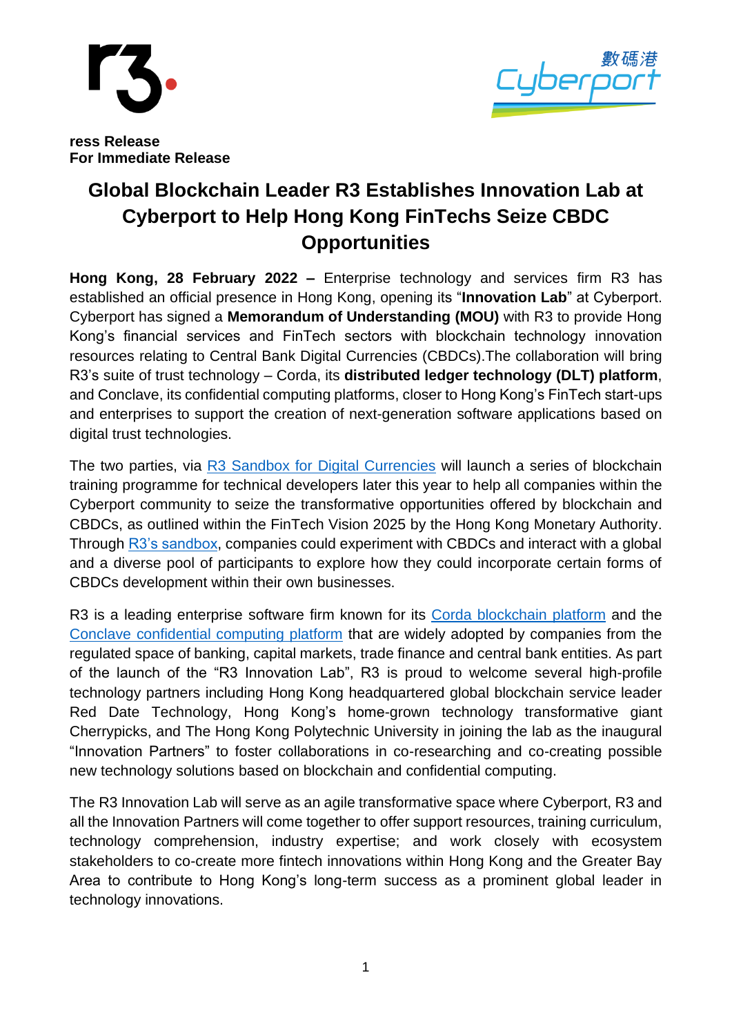**ress Release**
**For Immediate Release**

# Global Blockchain Leader R3 Establishes Innovation Lab at Cyberport to Help Hong Kong FinTechs Seize CBDC Opportunities

**Hong Kong, 28 February 2022 –** Enterprise technology and services firm R3 has established an official presence in Hong Kong, opening its "**Innovation Lab**" at Cyberport. Cyberport has signed a **Memorandum of Understanding (MOU)** with R3 to provide Hong Kong's financial services and FinTech sectors with blockchain technology innovation resources relating to Central Bank Digital Currencies (CBDCs).The collaboration will bring R3's suite of trust technology – Corda, its **distributed ledger technology (DLT) platform**, and Conclave, its confidential computing platforms, closer to Hong Kong's FinTech start-ups and enterprises to support the creation of next-generation software applications based on digital trust technologies.

The two parties, via R3 Sandbox for Digital Currencies will launch a series of blockchain training programme for technical developers later this year to help all companies within the Cyberport community to seize the transformative opportunities offered by blockchain and CBDCs, as outlined within the FinTech Vision 2025 by the Hong Kong Monetary Authority. Through R3's sandbox, companies could experiment with CBDCs and interact with a global and a diverse pool of participants to explore how they could incorporate certain forms of CBDCs development within their own businesses.

R3 is a leading enterprise software firm known for its Corda blockchain platform and the Conclave confidential computing platform that are widely adopted by companies from the regulated space of banking, capital markets, trade finance and central bank entities. As part of the launch of the "R3 Innovation Lab", R3 is proud to welcome several high-profile technology partners including Hong Kong headquartered global blockchain service leader Red Date Technology, Hong Kong's home-grown technology transformative giant Cherrypicks, and The Hong Kong Polytechnic University in joining the lab as the inaugural "Innovation Partners" to foster collaborations in co-researching and co-creating possible new technology solutions based on blockchain and confidential computing.

The R3 Innovation Lab will serve as an agile transformative space where Cyberport, R3 and all the Innovation Partners will come together to offer support resources, training curriculum, technology comprehension, industry expertise; and work closely with ecosystem stakeholders to co-create more fintech innovations within Hong Kong and the Greater Bay Area to contribute to Hong Kong's long-term success as a prominent global leader in technology innovations.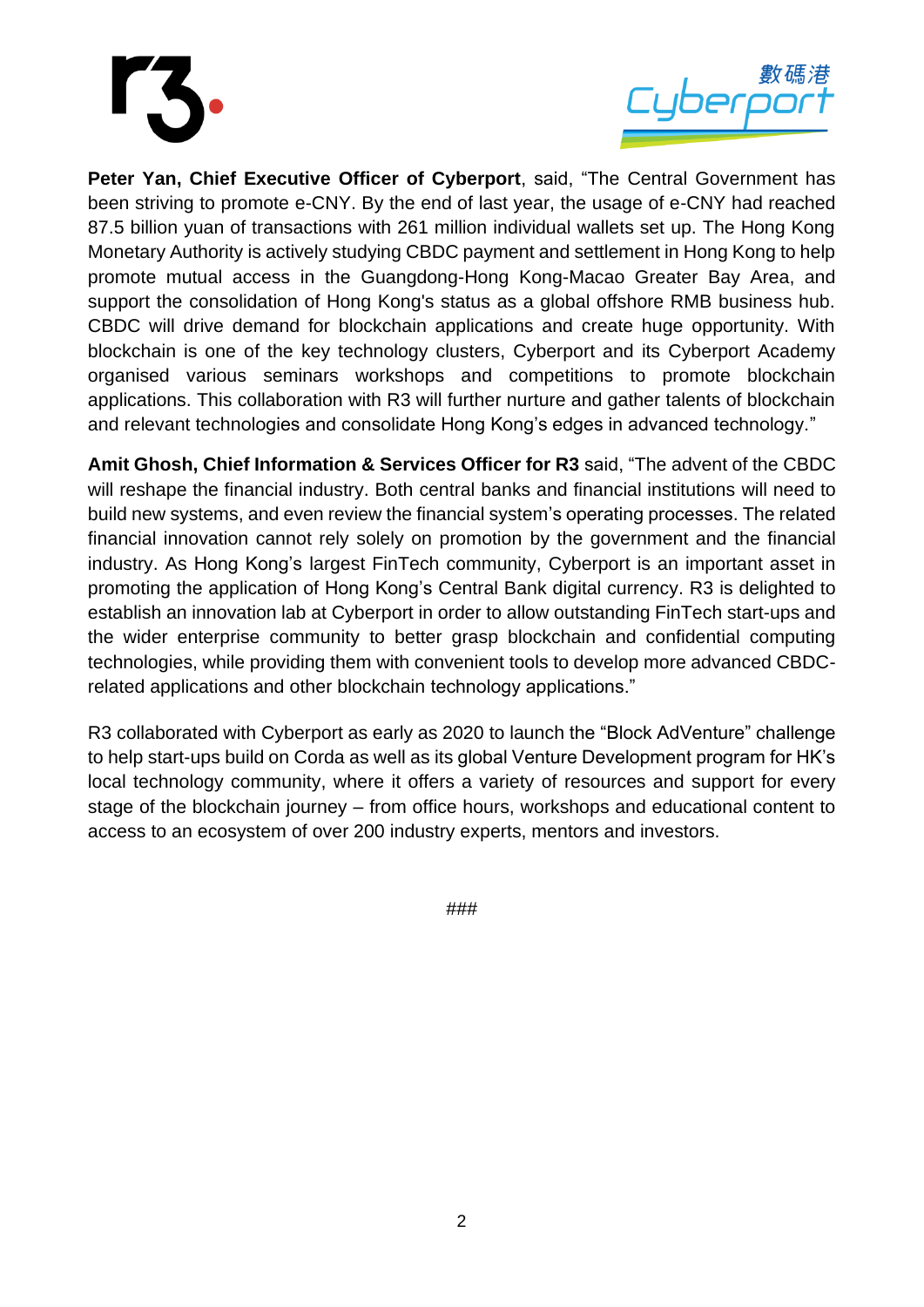**Peter Yan, Chief Executive Officer of Cyberport**, said, "The Central Government has been striving to promote e-CNY. By the end of last year, the usage of e-CNY had reached 87.5 billion yuan of transactions with 261 million individual wallets set up. The Hong Kong Monetary Authority is actively studying CBDC payment and settlement in Hong Kong to help promote mutual access in the Guangdong-Hong Kong-Macao Greater Bay Area, and support the consolidation of Hong Kong's status as a global offshore RMB business hub. CBDC will drive demand for blockchain applications and create huge opportunity. With blockchain is one of the key technology clusters, Cyberport and its Cyberport Academy organised various seminars workshops and competitions to promote blockchain applications. This collaboration with R3 will further nurture and gather talents of blockchain and relevant technologies and consolidate Hong Kong's edges in advanced technology."

**Amit Ghosh, Chief Information & Services Officer for R3** said, "The advent of the CBDC will reshape the financial industry. Both central banks and financial institutions will need to build new systems, and even review the financial system's operating processes. The related financial innovation cannot rely solely on promotion by the government and the financial industry. As Hong Kong's largest FinTech community, Cyberport is an important asset in promoting the application of Hong Kong's Central Bank digital currency. R3 is delighted to establish an innovation lab at Cyberport in order to allow outstanding FinTech start-ups and the wider enterprise community to better grasp blockchain and confidential computing technologies, while providing them with convenient tools to develop more advanced CBDC-related applications and other blockchain technology applications."

R3 collaborated with Cyberport as early as 2020 to launch the "Block AdVenture" challenge to help start-ups build on Corda as well as its global Venture Development program for HK's local technology community, where it offers a variety of resources and support for every stage of the blockchain journey – from office hours, workshops and educational content to access to an ecosystem of over 200 industry experts, mentors and investors.

###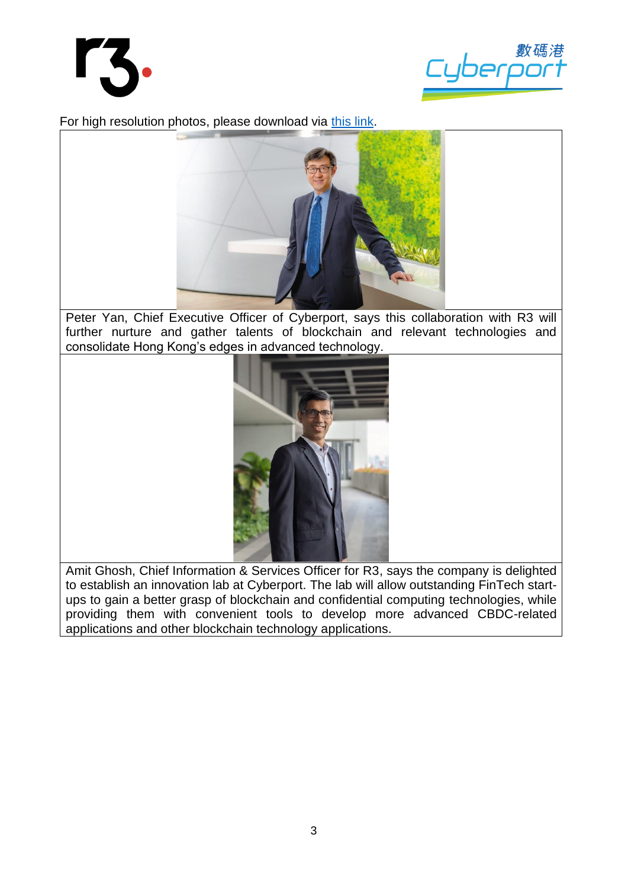For high resolution photos, please download via [this link](this link).

Peter Yan, Chief Executive Officer of Cyberport, says this collaboration with R3 will further nurture and gather talents of blockchain and relevant technologies and consolidate Hong Kong's edges in advanced technology.

Amit Ghosh, Chief Information & Services Officer for R3, says the company is delighted to establish an innovation lab at Cyberport. The lab will allow outstanding FinTech start-ups to gain a better grasp of blockchain and confidential computing technologies, while providing them with convenient tools to develop more advanced CBDC-related applications and other blockchain technology applications.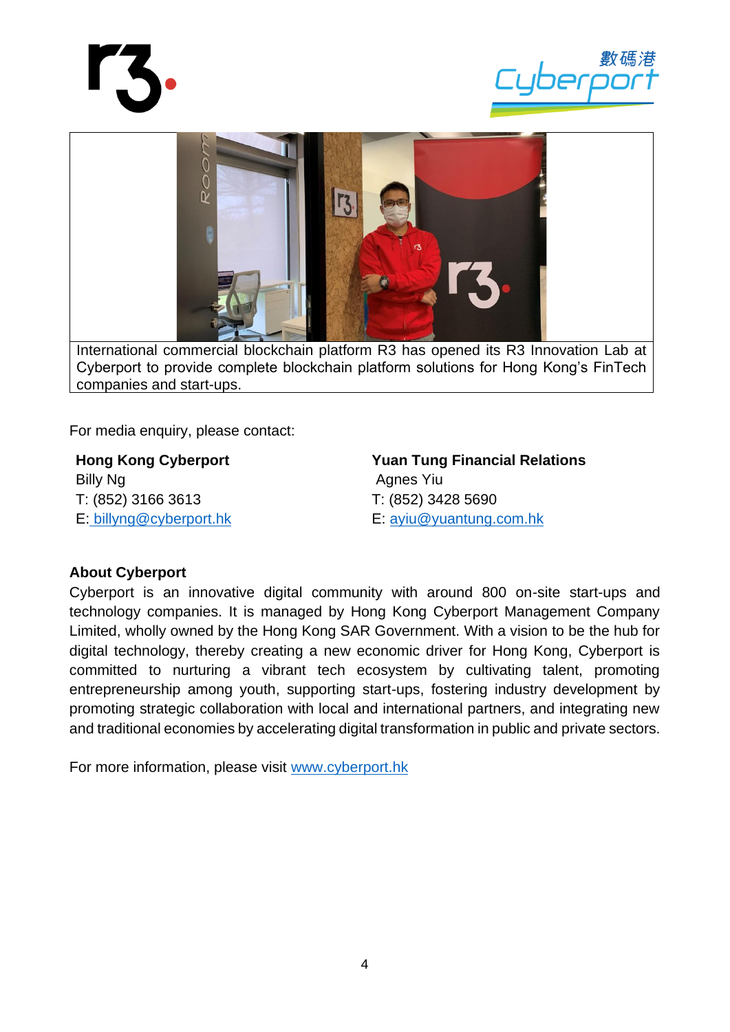International commercial blockchain platform R3 has opened its R3 Innovation Lab at Cyberport to provide complete blockchain platform solutions for Hong Kong's FinTech companies and start-ups.

For media enquiry, please contact:

**Hong Kong Cyberport**
Billy Ng
T: (852) 3166 3613
E: billyng@cyberport.hk

**Yuan Tung Financial Relations**
Agnes Yiu
T: (852) 3428 5690
E: ayiu@yuantung.com.hk

**About Cyberport**

Cyberport is an innovative digital community with around 800 on-site start-ups and technology companies. It is managed by Hong Kong Cyberport Management Company Limited, wholly owned by the Hong Kong SAR Government. With a vision to be the hub for digital technology, thereby creating a new economic driver for Hong Kong, Cyberport is committed to nurturing a vibrant tech ecosystem by cultivating talent, promoting entrepreneurship among youth, supporting start-ups, fostering industry development by promoting strategic collaboration with local and international partners, and integrating new and traditional economies by accelerating digital transformation in public and private sectors.

For more information, please visit www.cyberport.hk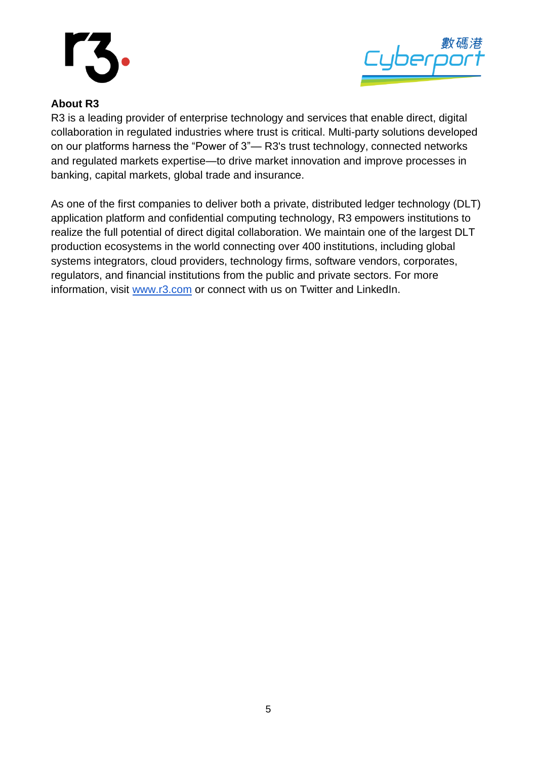**About R3**
R3 is a leading provider of enterprise technology and services that enable direct, digital collaboration in regulated industries where trust is critical. Multi-party solutions developed on our platforms harness the "Power of 3"— R3's trust technology, connected networks and regulated markets expertise—to drive market innovation and improve processes in banking, capital markets, global trade and insurance.

As one of the first companies to deliver both a private, distributed ledger technology (DLT) application platform and confidential computing technology, R3 empowers institutions to realize the full potential of direct digital collaboration. We maintain one of the largest DLT production ecosystems in the world connecting over 400 institutions, including global systems integrators, cloud providers, technology firms, software vendors, corporates, regulators, and financial institutions from the public and private sectors. For more information, visit www.r3.com or connect with us on Twitter and LinkedIn.